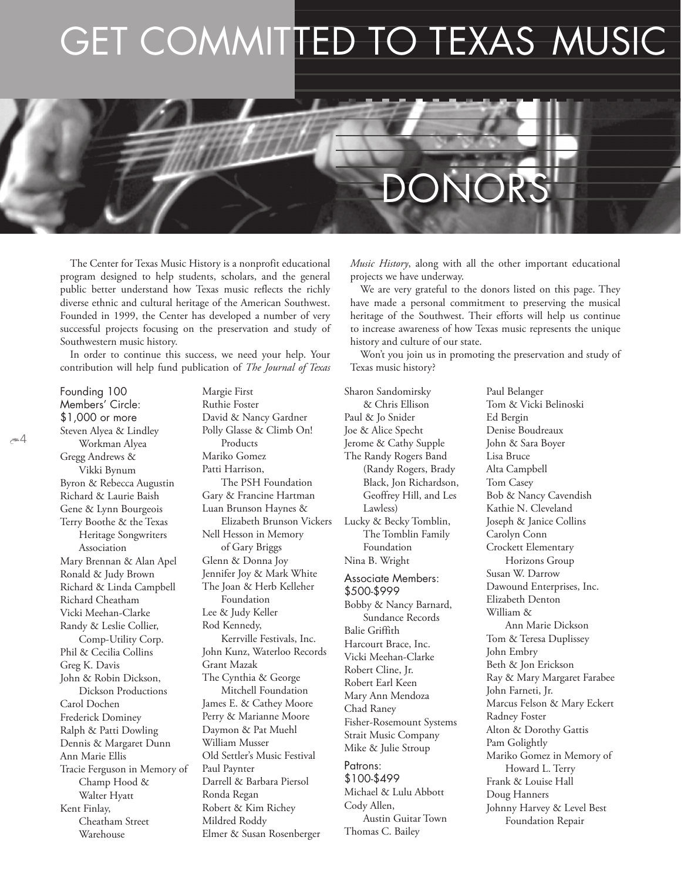# GET COMMITTED TO TEXAS MUSIC

## DONORS

The Center for Texas Music History is a nonprofit educational program designed to help students, scholars, and the general public better understand how Texas music reflects the richly diverse ethnic and cultural heritage of the American Southwest. Founded in 1999, the Center has developed a number of very successful projects focusing on the preservation and study of Southwestern music history.

In order to continue this success, we need your help. Your contribution will help fund publication of *The Journal of Texas Music History*, along with all the other important educational projects we have underway.

We are very grateful to the donors listed on this page. They have made a personal commitment to preserving the musical heritage of the Southwest. Their efforts will help us continue to increase awareness of how Texas music represents the unique history and culture of our state.

Won't you join us in promoting the preservation and study of Texas music history?

### Founding 100 Members' Circle: $1,000 or more

Steven Alyea & Lindley Workman Alyea
Gregg Andrews & Vikki Bynum
Byron & Rebecca Augustin
Richard & Laurie Baish
Gene & Lynn Bourgeois
Terry Boothe & the Texas Heritage Songwriters Association
Mary Brennan & Alan Apel
Ronald & Judy Brown
Richard & Linda Campbell
Richard Cheatham
Vicki Meehan-Clarke
Randy & Leslie Collier, Comp-Utility Corp.
Phil & Cecilia Collins
Greg K. Davis
John & Robin Dickson, Dickson Productions
Carol Dochen
Frederick Dominey
Ralph & Patti Dowling
Dennis & Margaret Dunn
Ann Marie Ellis
Tracie Ferguson in Memory of Champ Hood & Walter Hyatt
Kent Finlay, Cheatham Street Warehouse
Margie First
Ruthie Foster
David & Nancy Gardner
Polly Glasse & Climb On! Products
Mariko Gomez
Patti Harrison, The PSH Foundation
Gary & Francine Hartman
Luan Brunson Haynes & Elizabeth Brunson Vickers
Nell Hesson in Memory of Gary Briggs
Glenn & Donna Joy
Jennifer Joy & Mark White
The Joan & Herb Kelleher Foundation
Lee & Judy Keller
Rod Kennedy, Kerrville Festivals, Inc.
John Kunz, Waterloo Records
Grant Mazak
The Cynthia & George Mitchell Foundation
James E. & Cathey Moore
Perry & Marianne Moore
Daymon & Pat Muehl
William Musser
Old Settler's Music Festival
Paul Paynter
Darrell & Barbara Piersol
Ronda Regan
Robert & Kim Richey
Mildred Roddy
Elmer & Susan Rosenberger
Sharon Sandomirsky & Chris Ellison
Paul & Jo Snider
Joe & Alice Specht
Jerome & Cathy Supple
The Randy Rogers Band (Randy Rogers, Brady Black, Jon Richardson, Geoffrey Hill, and Les Lawless)
Lucky & Becky Tomblin, The Tomblin Family Foundation
Nina B. Wright

### Associate Members: $500-$999

Bobby & Nancy Barnard, Sundance Records
Balie Griffith
Harcourt Brace, Inc.
Vicki Meehan-Clarke
Robert Cline, Jr.
Robert Earl Keen
Mary Ann Mendoza
Chad Raney
Fisher-Rosemount Systems
Strait Music Company
Mike & Julie Stroup

### Patrons: $100-$499

Michael & Lulu Abbott
Cody Allen, Austin Guitar Town
Thomas C. Bailey
Paul Belanger
Tom & Vicki Belinoski
Ed Bergin
Denise Boudreaux
John & Sara Boyer
Lisa Bruce
Alta Campbell
Tom Casey
Bob & Nancy Cavendish
Kathie N. Cleveland
Joseph & Janice Collins
Carolyn Conn
Crockett Elementary Horizons Group
Susan W. Darrow
Dawound Enterprises, Inc.
Elizabeth Denton
William & Ann Marie Dickson
Tom & Teresa Duplissey
John Embry
Beth & Jon Erickson
Ray & Mary Margaret Farabee
John Farneti, Jr.
Marcus Felson & Mary Eckert
Radney Foster
Alton & Dorothy Gattis
Pam Golightly
Mariko Gomez in Memory of Howard L. Terry
Frank & Louise Hall
Doug Hanners
Johnny Harvey & Level Best Foundation Repair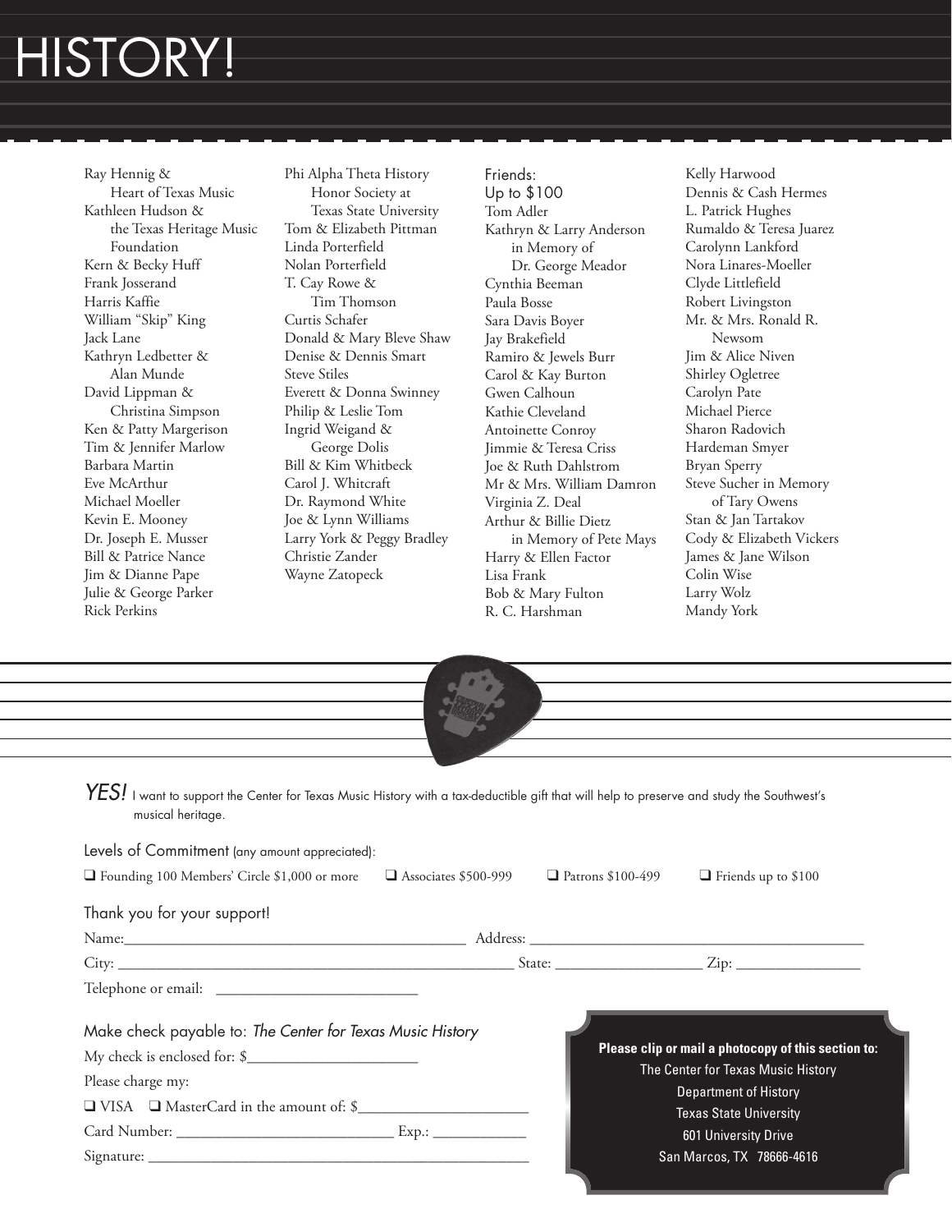# HISTORY!

Ray Hennig & Heart of Texas Music
Kathleen Hudson & the Texas Heritage Music Foundation
Kern & Becky Huff
Frank Josserand
Harris Kaffie
William "Skip" King
Jack Lane
Kathryn Ledbetter & Alan Munde
David Lippman & Christina Simpson
Ken & Patty Margerison
Tim & Jennifer Marlow
Barbara Martin
Eve McArthur
Michael Moeller
Kevin E. Mooney
Dr. Joseph E. Musser
Bill & Patrice Nance
Jim & Dianne Pape
Julie & George Parker
Rick Perkins
Phi Alpha Theta History Honor Society at Texas State University
Tom & Elizabeth Pittman
Linda Porterfield
Nolan Porterfield
T. Cay Rowe & Tim Thomson
Curtis Schafer
Donald & Mary Bleve Shaw
Denise & Dennis Smart
Steve Stiles
Everett & Donna Swinney
Philip & Leslie Tom
Ingrid Weigand & George Dolis
Bill & Kim Whitbeck
Carol J. Whitcraft
Dr. Raymond White
Joe & Lynn Williams
Larry York & Peggy Bradley
Christie Zander
Wayne Zatopeck

Friends:
Up to $100

Tom Adler
Kathryn & Larry Anderson in Memory of Dr. George Meador
Cynthia Beeman
Paula Bosse
Sara Davis Boyer
Jay Brakefield
Ramiro & Jewels Burr
Carol & Kay Burton
Gwen Calhoun
Kathie Cleveland
Antoinette Conroy
Jimmie & Teresa Criss
Joe & Ruth Dahlstrom
Mr & Mrs. William Damron
Virginia Z. Deal
Arthur & Billie Dietz in Memory of Pete Mays
Harry & Ellen Factor
Lisa Frank
Bob & Mary Fulton
R. C. Harshman
Kelly Harwood
Dennis & Cash Hermes
L. Patrick Hughes
Rumaldo & Teresa Juarez
Carolynn Lankford
Nora Linares-Moeller
Clyde Littlefield
Robert Livingston
Mr. & Mrs. Ronald R. Newsom
Jim & Alice Niven
Shirley Ogletree
Carolyn Pate
Michael Pierce
Sharon Radovich
Hardeman Smyer
Bryan Sperry
Steve Sucher in Memory of Tary Owens
Stan & Jan Tartakov
Cody & Elizabeth Vickers
James & Jane Wilson
Colin Wise
Larry Wolz
Mandy York

*YES!* I want to support the Center for Texas Music History with a tax-deductible gift that will help to preserve and study the Southwest's musical heritage.

Levels of Commitment (any amount appreciated):

❑ Founding 100 Members' Circle $1,000 or more ❑ Associates $500-999 ❑ Patrons $100-499 ❑ Friends up to $100

Thank you for your support!

Name:______________________ Address: ______________________

City: ______________________ State: ____________ Zip: ____________

Telephone or email: ______________________

Make check payable to: *The Center for Texas Music History*

My check is enclosed for: $______________

Please charge my:

❑ VISA ❑ MasterCard in the amount of: $______________

Card Number: ______________________ Exp.: ____________

Signature: ______________________

**Please clip or mail a photocopy of this section to:**
The Center for Texas Music History
Department of History
Texas State University
601 University Drive
San Marcos, TX 78666-4616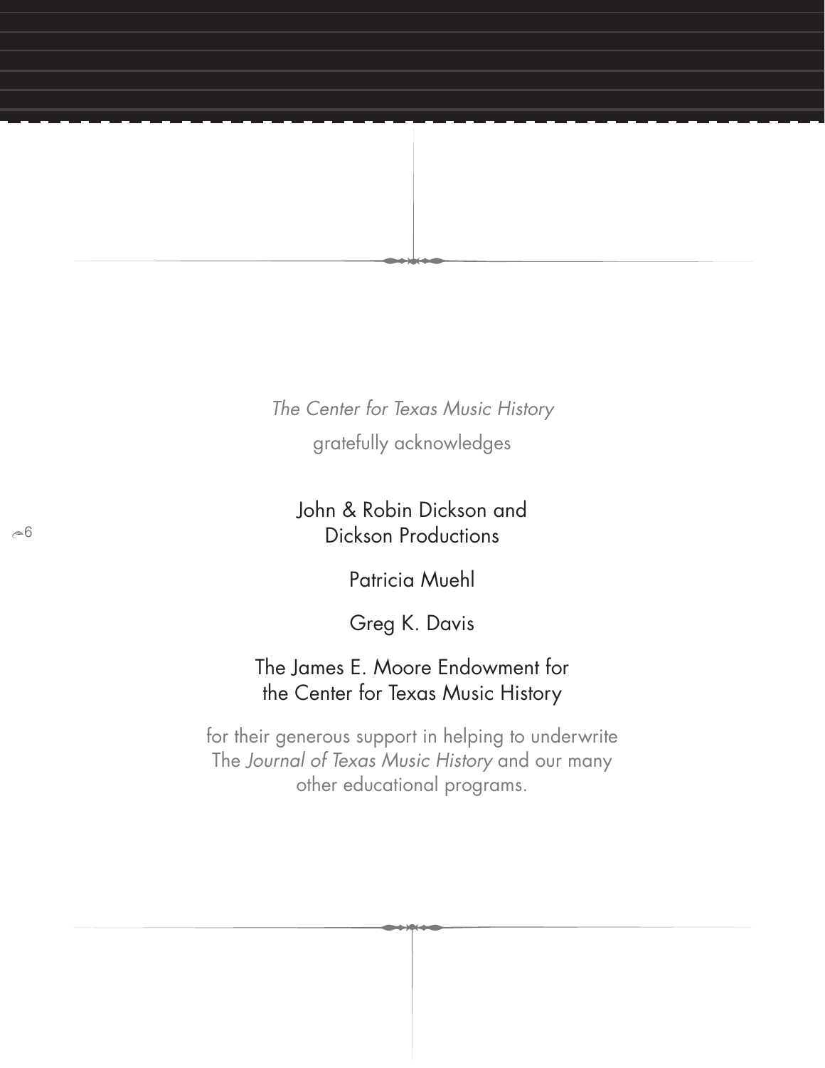*The Center for Texas Music History*

gratefully acknowledges

John & Robin Dickson and
Dickson Productions

Patricia Muehl

Greg K. Davis

The James E. Moore Endowment for
the Center for Texas Music History

for their generous support in helping to underwrite
The *Journal of Texas Music History* and our many
other educational programs.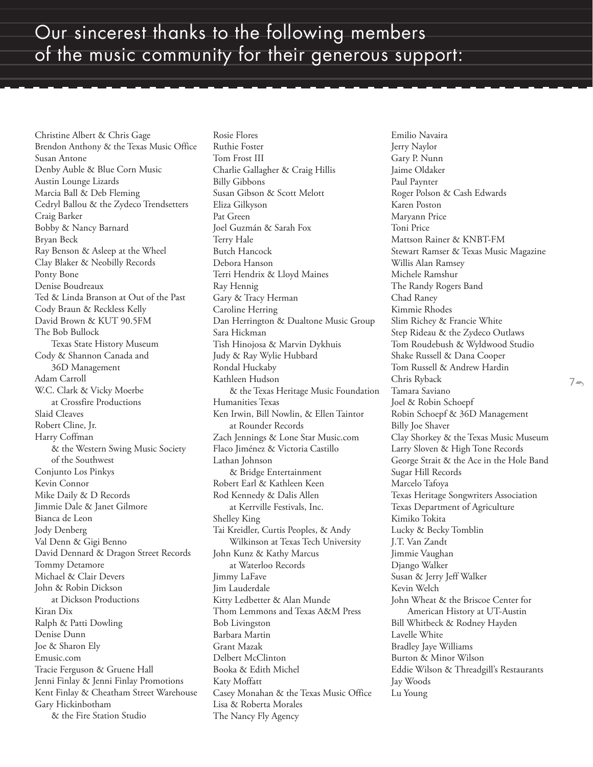# Our sincerest thanks to the following members of the music community for their generous support:

Christine Albert & Chris Gage
Brendon Anthony & the Texas Music Office
Susan Antone
Denby Auble & Blue Corn Music
Austin Lounge Lizards
Marcia Ball & Deb Fleming
Cedryl Ballou & the Zydeco Trendsetters
Craig Barker
Bobby & Nancy Barnard
Bryan Beck
Ray Benson & Asleep at the Wheel
Clay Blaker & Neobilly Records
Ponty Bone
Denise Boudreaux
Ted & Linda Branson at Out of the Past
Cody Braun & Reckless Kelly
David Brown & KUT 90.5FM
The Bob Bullock Texas State History Museum
Cody & Shannon Canada and 36D Management
Adam Carroll
W.C. Clark & Vicky Moerbe at Crossfire Productions
Slaid Cleaves
Robert Cline, Jr.
Harry Coffman & the Western Swing Music Society of the Southwest
Conjunto Los Pinkys
Kevin Connor
Mike Daily & D Records
Jimmie Dale & Janet Gilmore
Bianca de Leon
Jody Denberg
Val Denn & Gigi Benno
David Dennard & Dragon Street Records
Tommy Detamore
Michael & Clair Devers
John & Robin Dickson at Dickson Productions
Kiran Dix
Ralph & Patti Dowling
Denise Dunn
Joe & Sharon Ely
Emusic.com
Tracie Ferguson & Gruene Hall
Jenni Finlay & Jenni Finlay Promotions
Kent Finlay & Cheatham Street Warehouse
Gary Hickinbotham & the Fire Station Studio
Rosie Flores
Ruthie Foster
Tom Frost III
Charlie Gallagher & Craig Hillis
Billy Gibbons
Susan Gibson & Scott Melott
Eliza Gilkyson
Pat Green
Joel Guzmán & Sarah Fox
Terry Hale
Butch Hancock
Debora Hanson
Terri Hendrix & Lloyd Maines
Ray Hennig
Gary & Tracy Herman
Caroline Herring
Dan Herrington & Dualtone Music Group
Sara Hickman
Tish Hinojosa & Marvin Dykhuis
Judy & Ray Wylie Hubbard
Rondal Huckaby
Kathleen Hudson & the Texas Heritage Music Foundation
Humanities Texas
Ken Irwin, Bill Nowlin, & Ellen Taintor at Rounder Records
Zach Jennings & Lone Star Music.com
Flaco Jiménez & Victoria Castillo
Lathan Johnson & Bridge Entertainment
Robert Earl & Kathleen Keen
Rod Kennedy & Dalis Allen at Kerrville Festivals, Inc.
Shelley King
Tai Kreidler, Curtis Peoples, & Andy Wilkinson at Texas Tech University
John Kunz & Kathy Marcus at Waterloo Records
Jimmy LaFave
Jim Lauderdale
Kitty Ledbetter & Alan Munde
Thom Lemmons and Texas A&M Press
Bob Livingston
Barbara Martin
Grant Mazak
Delbert McClinton
Booka & Edith Michel
Katy Moffatt
Casey Monahan & the Texas Music Office
Lisa & Roberta Morales
The Nancy Fly Agency
Emilio Navaira
Jerry Naylor
Gary P. Nunn
Jaime Oldaker
Paul Paynter
Roger Polson & Cash Edwards
Karen Poston
Maryann Price
Toni Price
Mattson Rainer & KNBT-FM
Stewart Ramser & Texas Music Magazine
Willis Alan Ramsey
Michele Ramshur
The Randy Rogers Band
Chad Raney
Kimmie Rhodes
Slim Richey & Francie White
Step Rideau & the Zydeco Outlaws
Tom Roudebush & Wyldwood Studio
Shake Russell & Dana Cooper
Tom Russell & Andrew Hardin
Chris Ryback
Tamara Saviano
Joel & Robin Schoepf
Robin Schoepf & 36D Management
Billy Joe Shaver
Clay Shorkey & the Texas Music Museum
Larry Sloven & High Tone Records
George Strait & the Ace in the Hole Band
Sugar Hill Records
Marcelo Tafoya
Texas Heritage Songwriters Association
Texas Department of Agriculture
Kimiko Tokita
Lucky & Becky Tomblin
J.T. Van Zandt
Jimmie Vaughan
Django Walker
Susan & Jerry Jeff Walker
Kevin Welch
John Wheat & the Briscoe Center for American History at UT-Austin
Bill Whitbeck & Rodney Hayden
Lavelle White
Bradley Jaye Williams
Burton & Minor Wilson
Eddie Wilson & Threadgill's Restaurants
Jay Woods
Lu Young